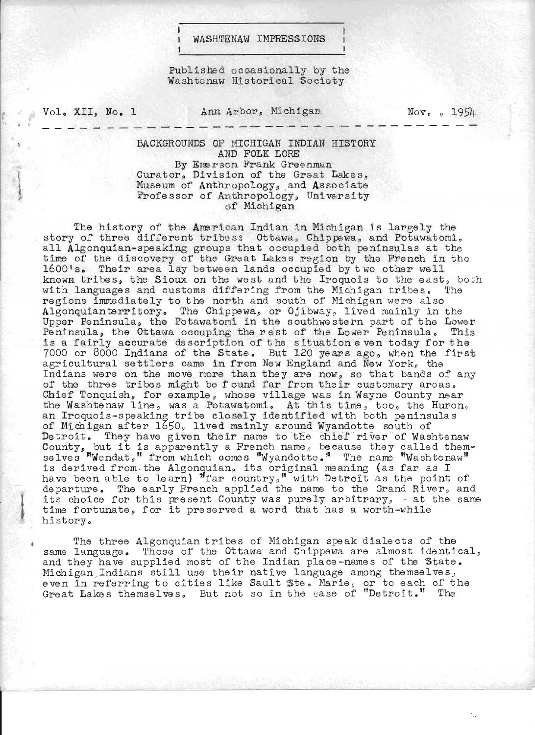# WASHTENAW IMPRESSIONS

Published occasionally by the Washtenaw Historical Society

Vol. XII, No. 1 — Ann Arbor, Michigan — Nov., 1954

## BACKGROUNDS OF MICHIGAN INDIAN HISTORY AND FOLK LORE

By Emerson Frank Greenman
Curator, Division of the Great Lakes, Museum of Anthropology, and Associate Professor of Anthropology, University of Michigan

The history of the American Indian in Michigan is largely the story of three different tribes: Ottawa, Chippewa, and Potawatomi, all Algonquian-speaking groups that occupied both peninsulas at the time of the discovery of the Great Lakes region by the French in the 1600's. Their area lay between lands occupied by two other well known tribes, the Sioux on the west and the Iroquois to the east, both with languages and customs differing from the Michigan tribes. The regions immediately to the north and south of Michigan were also Algonquian territory. The Chippewa, or Ojibway, lived mainly in the Upper Peninsula, the Potawatomi in the southwestern part of the Lower Peninsula, the Ottawa occuping the rest of the Lower Peninsula. This is a fairly accurate description of the situation even today for the 7000 or 8000 Indians of the State. But 120 years ago, when the first agricultural settlers came in from New England and New York, the Indians were on the move more than they are now, so that bands of any of the three tribes might be found far from their customary areas. Chief Tonquish, for example, whose village was in Wayne County near the Washtenaw line, was a Potawatomi. At this time, too, the Huron, an Iroquois-speaking tribe closely identified with both peninsulas of Michigan after 1650, lived mainly around Wyandotte south of Detroit. They have given their name to the chief river of Washtenaw County, but it is apparently a French name, because they called themselves "Wendat," from which comes "Wyandotte." The name "Washtenaw" is derived from the Algonquian, its original meaning (as far as I have been able to learn) "far country," with Detroit as the point of departure. The early French applied the name to the Grand River, and its choice for this present County was purely arbitrary, - at the same time fortunate, for it preserved a word that has a worth-while history.

The three Algonquian tribes of Michigan speak dialects of the same language. Those of the Ottawa and Chippewa are almost identical, and they have supplied most of the Indian place-names of the State. Michigan Indians still use their native language among themselves, even in referring to cities like Sault Ste. Marie, or to each of the Great Lakes themselves. But not so in the case of "Detroit." The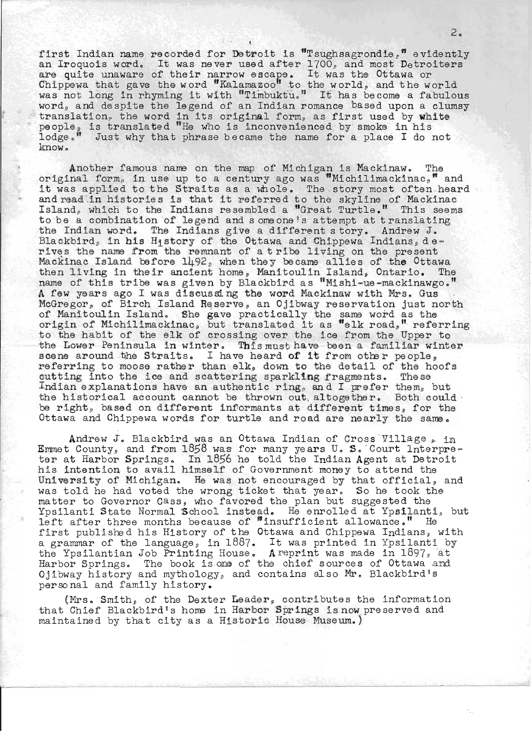first Indian name recorded for Detroit is "Tsughsagrondie," evidently an Iroquois word. It was never used after 1700, and most Detroiters are quite unaware of their narrow escape. It was the Ottawa or Chippewa that gave the word "Kalamazoo" to the world, and the world was not long in rhyming it with "Timbuktu." It has become a fabulous word, and despite the legend of an Indian romance based upon a clumsy translation, the word in its original form, as first used by white people, is translated "He who is inconvenienced by smoke in his lodge." Just why that phrase became the name for a place I do not know.

Another famous name on the map of Michigan is Mackinaw. The original form, in use up to a century ago was "Michilimackinac," and it was applied to the Straits as a whole. The story most often heard and read in histories is that it referred to the skyline of Mackinac Island, which to the Indians resembled a "Great Turtle." This seems to be a combination of legend and someone's attempt at translating the Indian word. The Indians give a different story. Andrew J. Blackbird, in his History of the Ottawa and Chippewa Indians, derives the name from the remnant of a tribe living on the present Mackinac Island before 1492, when they became allies of the Ottawa then living in their ancient home, Manitoulin Island, Ontario. The name of this tribe was given by Blackbird as "Mishi-ue-mackinawgo." A few years ago I was discussing the word Mackinaw with Mrs. Gus McGregor, of Birch Island Reserve, an Ojibway reservation just north of Manitoulin Island. She gave practically the same word as the origin of Michilimackinac, but translated it as "elk road," referring to the habit of the elk of crossing over the ice from the Upper to the Lower Peninsula in winter. This must have been a familiar winter scene around the Straits. I have heard of it from other people, referring to moose rather than elk, down to the detail of the hoofs cutting into the ice and scattering sparkling fragments. These Indian explanations have an authentic ring, and I prefer them, but the historical account cannot be thrown out altogether. Both could be right, based on different informants at different times, for the Ottawa and Chippewa words for turtle and road are nearly the same.

Andrew J. Blackbird was an Ottawa Indian of Cross Village, in Emmet County, and from 1858 was for many years U. S. Court Interpreter at Harbor Springs. In 1856 he told the Indian Agent at Detroit his intention to avail himself of Government money to attend the University of Michigan. He was not encouraged by that official, and was told he had voted the wrong ticket that year. So he took the matter to Governor Cass, who favored the plan but suggested the Ypsilanti State Normal School instead. He enrolled at Ypsilanti, but left after three months because of "insufficient allowance." He first published his History of the Ottawa and Chippewa Indians, with a grammar of the language, in 1887. It was printed in Ypsilanti by the Ypsilantian Job Printing House. A reprint was made in 1897, at Harbor Springs. The book is one of the chief sources of Ottawa and Ojibway history and mythology, and contains also Mr. Blackbird's personal and family history.

(Mrs. Smith, of the Dexter Leader, contributes the information that Chief Blackbird's home in Harbor Springs is now preserved and maintained by that city as a Historic House Museum.)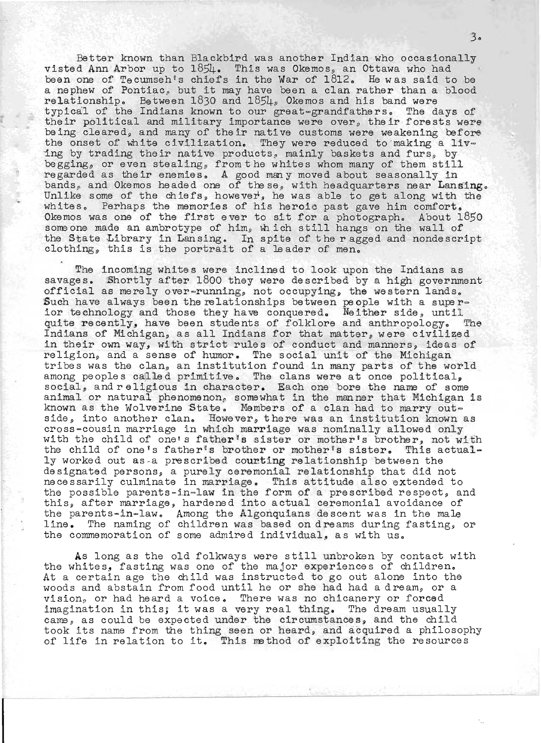Better known than Blackbird was another Indian who occasionally visted Ann Arbor up to 1854. This was Okemos, an Ottawa who had been one of Tecumseh's chiefs in the War of 1812. He was said to be a nephew of Pontiac, but it may have been a clan rather than a blood relationship. Between 1830 and 1854, Okemos and his band were typical of the Indians known to our great-grandfathers. The days of their political and military importance were over, their forests were being cleared, and many of their native customs were weakening before the onset of white civilization. They were reduced to making a living by trading their native products, mainly baskets and furs, by begging, or even stealing, from the whites whom many of them still regarded as their enemies. A good many moved about seasonally in bands, and Okemos headed one of these, with headquarters near Lansing. Unlike some of the chiefs, however, he was able to get along with the whites. Perhaps the memories of his heroic past gave him comfort. Okemos was one of the first ever to sit for a photograph. About 1850 someone made an ambrotype of him, which still hangs on the wall of the State Library in Lansing. In spite of the ragged and nondescript clothing, this is the portrait of a leader of men.

The incoming whites were inclined to look upon the Indians as savages. Shortly after 1800 they were described by a high government official as merely over-running, not occupying, the western lands. Such have always been the relationships between people with a superior technology and those they have conquered. Neither side, until quite recently, have been students of folklore and anthropology. The Indians of Michigan, as all Indians for that matter, were civilized in their own way, with strict rules of conduct and manners, ideas of religion, and a sense of humor. The social unit of the Michigan tribes was the clan, an institution found in many parts of the world among peoples called primitive. The clans were at once political, social, and religious in character. Each one bore the name of some animal or natural phenomenon, somewhat in the manner that Michigan is known as the Wolverine State. Members of a clan had to marry outside, into another clan. However, there was an institution known as cross-cousin marriage in which marriage was nominally allowed only with the child of one's father's sister or mother's brother, not with the child of one's father's brother or mother's sister. This actually worked out as a prescribed courting relationship between the designated persons, a purely ceremonial relationship that did not necessarily culminate in marriage. This attitude also extended to the possible parents-in-law in the form of a prescribed respect, and this, after marriage, hardened into actual ceremonial avoidance of the parents-in-law. Among the Algonquians descent was in the male line. The naming of children was based on dreams during fasting, or the commemoration of some admired individual, as with us.

As long as the old folkways were still unbroken by contact with the whites, fasting was one of the major experiences of children. At a certain age the child was instructed to go out alone into the woods and abstain from food until he or she had had a dream, or a vision, or had heard a voice. There was no chicanery or forced imagination in this; it was a very real thing. The dream usually came, as could be expected under the circumstances, and the child took its name from the thing seen or heard, and acquired a philosophy of life in relation to it. This method of exploiting the resources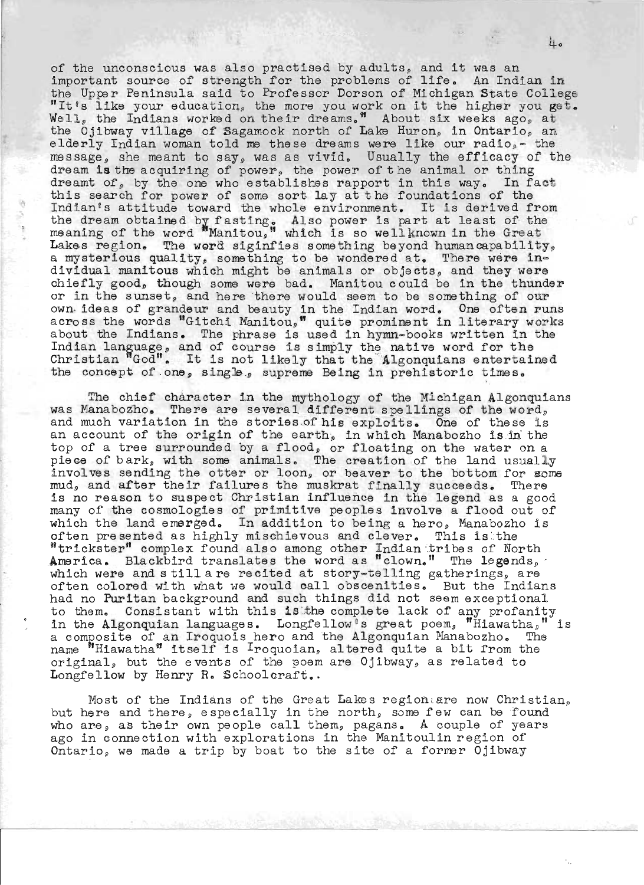of the unconscious was also practised by adults, and it was an important source of strength for the problems of life. An Indian in the Upper Peninsula said to Professor Dorson of Michigan State College "It's like your education, the more you work on it the higher you get. Well, the Indians worked on their dreams." About six weeks ago, at the Ojibway village of Sagamock north of Lake Huron, in Ontario, an elderly Indian woman told me these dreams were like our radio,- the message, she meant to say, was as vivid. Usually the efficacy of the dream is the acquiring of power, the power of the animal or thing dreamt of, by the one who establishes rapport in this way. In fact this search for power of some sort lay at the foundations of the Indian's attitude toward the whole environment. It is derived from the dream obtained by fasting. Also power is part at least of the meaning of the word "Manitou," which is so wellknown in the Great Lakes region. The word siginfies something beyond humancapability, a mysterious quality, something to be wondered at. There were individual manitous which might be animals or objects, and they were chiefly good, though some were bad. Manitou could be in the thunder or in the sunset, and here there would seem to be something of our own ideas of grandeur and beauty in the Indian word. One often runs across the words "Gitchi Manitou," quite prominent in literary works about the Indians. The phrase is used in hymn-books written in the Indian language, and of course is simply the native word for the Christian "God". It is not likely that the Algonquians entertained the concept of one, single, supreme Being in prehistoric times.

The chief character in the mythology of the Michigan Algonquians was Manabozho. There are several different spellings of the word, and much variation in the stories of his exploits. One of these is an account of the origin of the earth, in which Manabozho is in the top of a tree surrounded by a flood, or floating on the water on a piece of bark, with some animals. The creation of the land usually involves sending the otter or loon, or beaver to the bottom for some mud, and after their failures the muskrat finally succeeds. There is no reason to suspect Christian influence in the legend as a good many of the cosmologies of primitive peoples involve a flood out of which the land emerged. In addition to being a hero, Manabozho is often presented as highly mischievous and clever. This is the "trickster" complex found also among other Indian tribes of North America. Blackbird translates the word as "clown." The legends, which were and still are recited at story-telling gatherings, are often colored with what we would call obscenities. But the Indians had no Puritan background and such things did not seem exceptional to them. Consistant with this is the complete lack of any profanity in the Algonquian languages. Longfellow's great poem, "Hiawatha," is a composite of an Iroquois hero and the Algonquian Manabozho. The name "Hiawatha" itself is Iroquoian, altered quite a bit from the original, but the events of the poem are Ojibway, as related to Longfellow by Henry R. Schoolcraft..

Most of the Indians of the Great Lakes region are now Christian, but here and there, especially in the north, some few can be found who are, as their own people call them, pagans. A couple of years ago in connection with explorations in the Manitoulin region of Ontario, we made a trip by boat to the site of a former Ojibway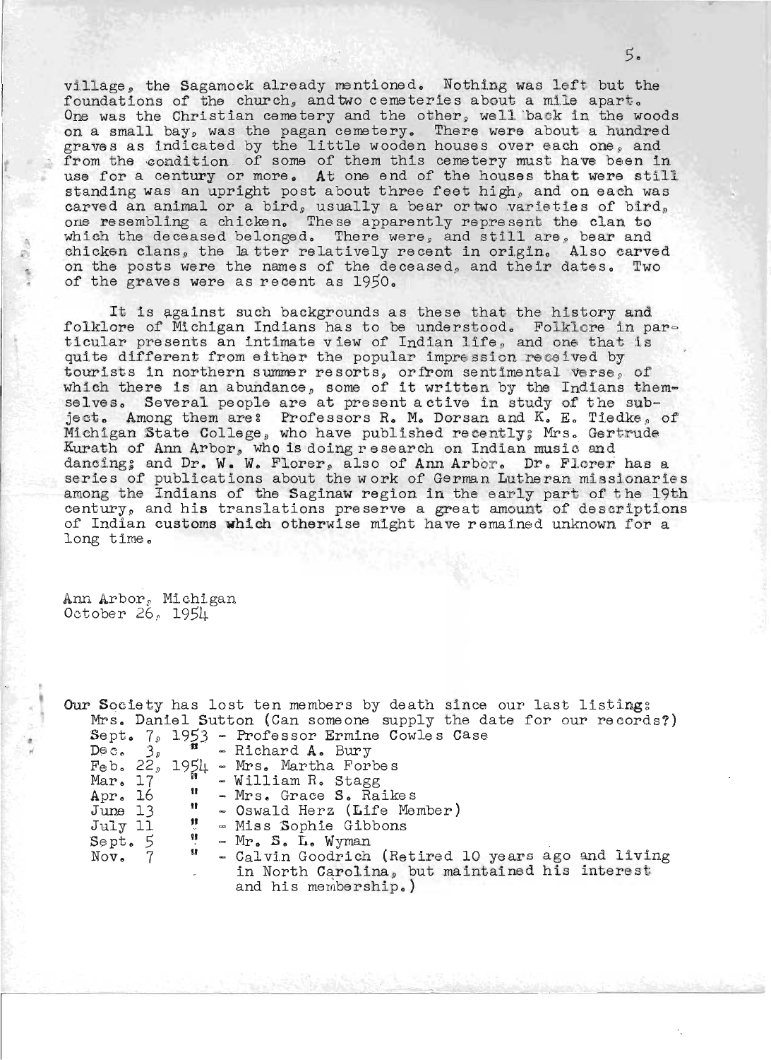village, the Sagamock already mentioned. Nothing was left but the foundations of the church, and two cemeteries about a mile apart. One was the Christian cemetery and the other, well back in the woods on a small bay, was the pagan cemetery. There were about a hundred graves as indicated by the little wooden houses over each one, and from the condition of some of them this cemetery must have been in use for a century or more. At one end of the houses that were still standing was an upright post about three feet high, and on each was carved an animal or a bird, usually a bear or two varieties of bird, one resembling a chicken. These apparently represent the clan to which the deceased belonged. There were, and still are, bear and chicken clans, the latter relatively recent in origin. Also carved on the posts were the names of the deceased, and their dates. Two of the graves were as recent as 1950.

It is against such backgrounds as these that the history and folklore of Michigan Indians has to be understood. Folklore in particular presents an intimate view of Indian life, and one that is quite different from either the popular impression received by tourists in northern summer resorts, or from sentimental verse, of which there is an abundance, some of it written by the Indians themselves. Several people are at present active in study of the subject. Among them are: Professors R. M. Dorsan and K. E. Tiedke, of Michigan State College, who have published recently; Mrs. Gertrude Kurath of Ann Arbor, who is doing research on Indian music and dancing; and Dr. W. W. Florer, also of Ann Arbor. Dr. Florer has a series of publications about the work of German Lutheran missionaries among the Indians of the Saginaw region in the early part of the 19th century, and his translations preserve a great amount of descriptions of Indian customs which otherwise might have remained unknown for a long time.

Ann Arbor, Michigan
October 26, 1954

Our Society has lost ten members by death since our last listing:

Mrs. Daniel Sutton (Can someone supply the date for our records?)

- Sept. 7, 1953 - Professor Ermine Cowles Case
- Dec. 3, " - Richard A. Bury
- Feb. 22, 1954 - Mrs. Martha Forbes
- Mar. 17 " - William R. Stagg
- Apr. 16 " - Mrs. Grace S. Raikes
- June 13 " - Oswald Herz (Life Member)
- July 11 " - Miss Sophie Gibbons
- Sept. 5 " - Mr. S. L. Wyman
- Nov. 7 " - Calvin Goodrich (Retired 10 years ago and living in North Carolina, but maintained his interest and his membership.)